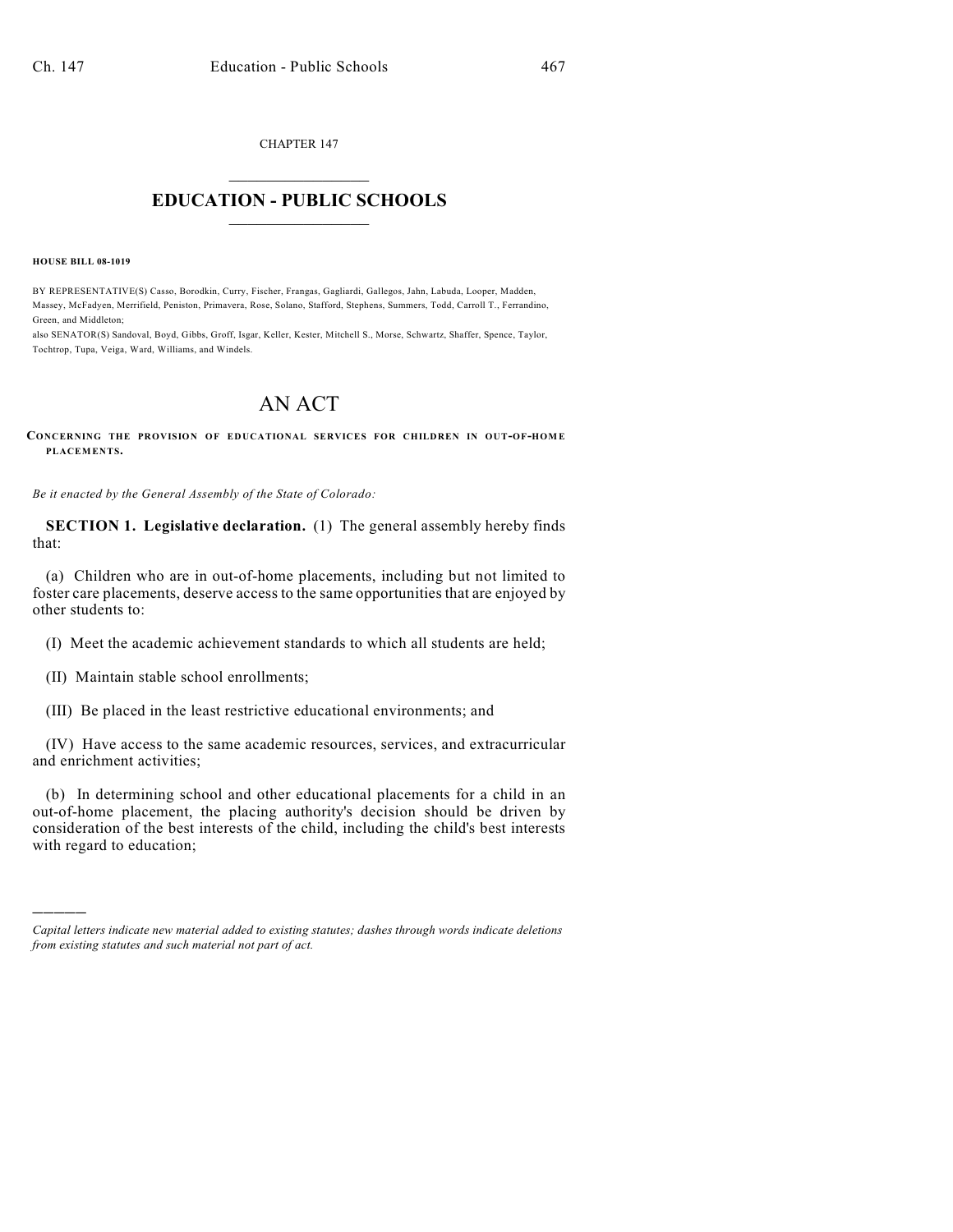CHAPTER 147

# EDUCATION - PUBLIC SCHOOLS

**HOUSE BILL 08-1019**

BY REPRESENTATIVE(S) Casso, Borodkin, Curry, Fischer, Frangas, Gagliardi, Gallegos, Jahn, Labuda, Looper, Madden, Massey, McFadyen, Merrifield, Peniston, Primavera, Rose, Solano, Stafford, Stephens, Summers, Todd, Carroll T., Ferrandino, Green, and Middleton;
also SENATOR(S) Sandoval, Boyd, Gibbs, Groff, Isgar, Keller, Kester, Mitchell S., Morse, Schwartz, Shaffer, Spence, Taylor, Tochtrop, Tupa, Veiga, Ward, Williams, and Windels.

# AN ACT

**CONCERNING THE PROVISION OF EDUCATIONAL SERVICES FOR CHILDREN IN OUT-OF-HOME PLACEMENTS.**

*Be it enacted by the General Assembly of the State of Colorado:*

**SECTION 1. Legislative declaration.** (1) The general assembly hereby finds that:

(a) Children who are in out-of-home placements, including but not limited to foster care placements, deserve access to the same opportunities that are enjoyed by other students to:

(I) Meet the academic achievement standards to which all students are held;

(II) Maintain stable school enrollments;

(III) Be placed in the least restrictive educational environments; and

(IV) Have access to the same academic resources, services, and extracurricular and enrichment activities;

(b) In determining school and other educational placements for a child in an out-of-home placement, the placing authority's decision should be driven by consideration of the best interests of the child, including the child's best interests with regard to education;

---

*Capital letters indicate new material added to existing statutes; dashes through words indicate deletions from existing statutes and such material not part of act.*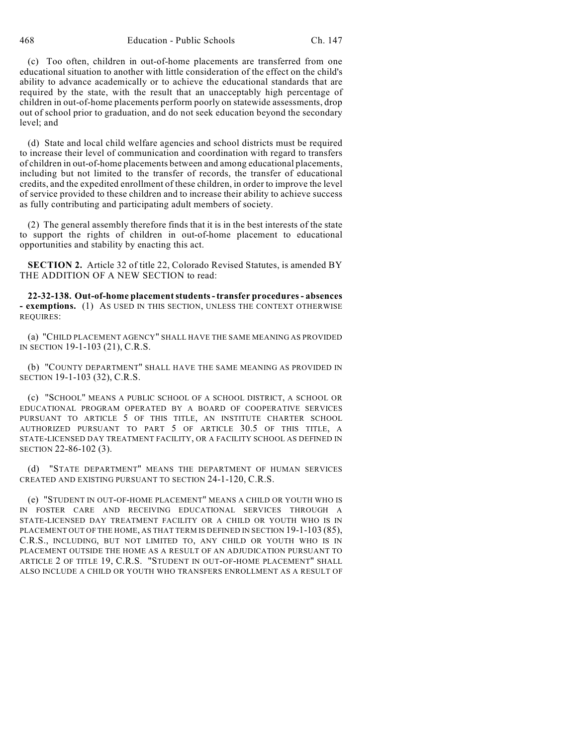(c) Too often, children in out-of-home placements are transferred from one educational situation to another with little consideration of the effect on the child's ability to advance academically or to achieve the educational standards that are required by the state, with the result that an unacceptably high percentage of children in out-of-home placements perform poorly on statewide assessments, drop out of school prior to graduation, and do not seek education beyond the secondary level; and

(d) State and local child welfare agencies and school districts must be required to increase their level of communication and coordination with regard to transfers of children in out-of-home placements between and among educational placements, including but not limited to the transfer of records, the transfer of educational credits, and the expedited enrollment of these children, in order to improve the level of service provided to these children and to increase their ability to achieve success as fully contributing and participating adult members of society.

(2) The general assembly therefore finds that it is in the best interests of the state to support the rights of children in out-of-home placement to educational opportunities and stability by enacting this act.

**SECTION 2.** Article 32 of title 22, Colorado Revised Statutes, is amended BY THE ADDITION OF A NEW SECTION to read:

**22-32-138. Out-of-home placement students - transfer procedures - absences - exemptions.** (1) AS USED IN THIS SECTION, UNLESS THE CONTEXT OTHERWISE REQUIRES:

(a) "CHILD PLACEMENT AGENCY" SHALL HAVE THE SAME MEANING AS PROVIDED IN SECTION 19-1-103 (21), C.R.S.

(b) "COUNTY DEPARTMENT" SHALL HAVE THE SAME MEANING AS PROVIDED IN SECTION 19-1-103 (32), C.R.S.

(c) "SCHOOL" MEANS A PUBLIC SCHOOL OF A SCHOOL DISTRICT, A SCHOOL OR EDUCATIONAL PROGRAM OPERATED BY A BOARD OF COOPERATIVE SERVICES PURSUANT TO ARTICLE 5 OF THIS TITLE, AN INSTITUTE CHARTER SCHOOL AUTHORIZED PURSUANT TO PART 5 OF ARTICLE 30.5 OF THIS TITLE, A STATE-LICENSED DAY TREATMENT FACILITY, OR A FACILITY SCHOOL AS DEFINED IN SECTION 22-86-102 (3).

(d) "STATE DEPARTMENT" MEANS THE DEPARTMENT OF HUMAN SERVICES CREATED AND EXISTING PURSUANT TO SECTION 24-1-120, C.R.S.

(e) "STUDENT IN OUT-OF-HOME PLACEMENT" MEANS A CHILD OR YOUTH WHO IS IN FOSTER CARE AND RECEIVING EDUCATIONAL SERVICES THROUGH A STATE-LICENSED DAY TREATMENT FACILITY OR A CHILD OR YOUTH WHO IS IN PLACEMENT OUT OF THE HOME, AS THAT TERM IS DEFINED IN SECTION 19-1-103 (85), C.R.S., INCLUDING, BUT NOT LIMITED TO, ANY CHILD OR YOUTH WHO IS IN PLACEMENT OUTSIDE THE HOME AS A RESULT OF AN ADJUDICATION PURSUANT TO ARTICLE 2 OF TITLE 19, C.R.S. "STUDENT IN OUT-OF-HOME PLACEMENT" SHALL ALSO INCLUDE A CHILD OR YOUTH WHO TRANSFERS ENROLLMENT AS A RESULT OF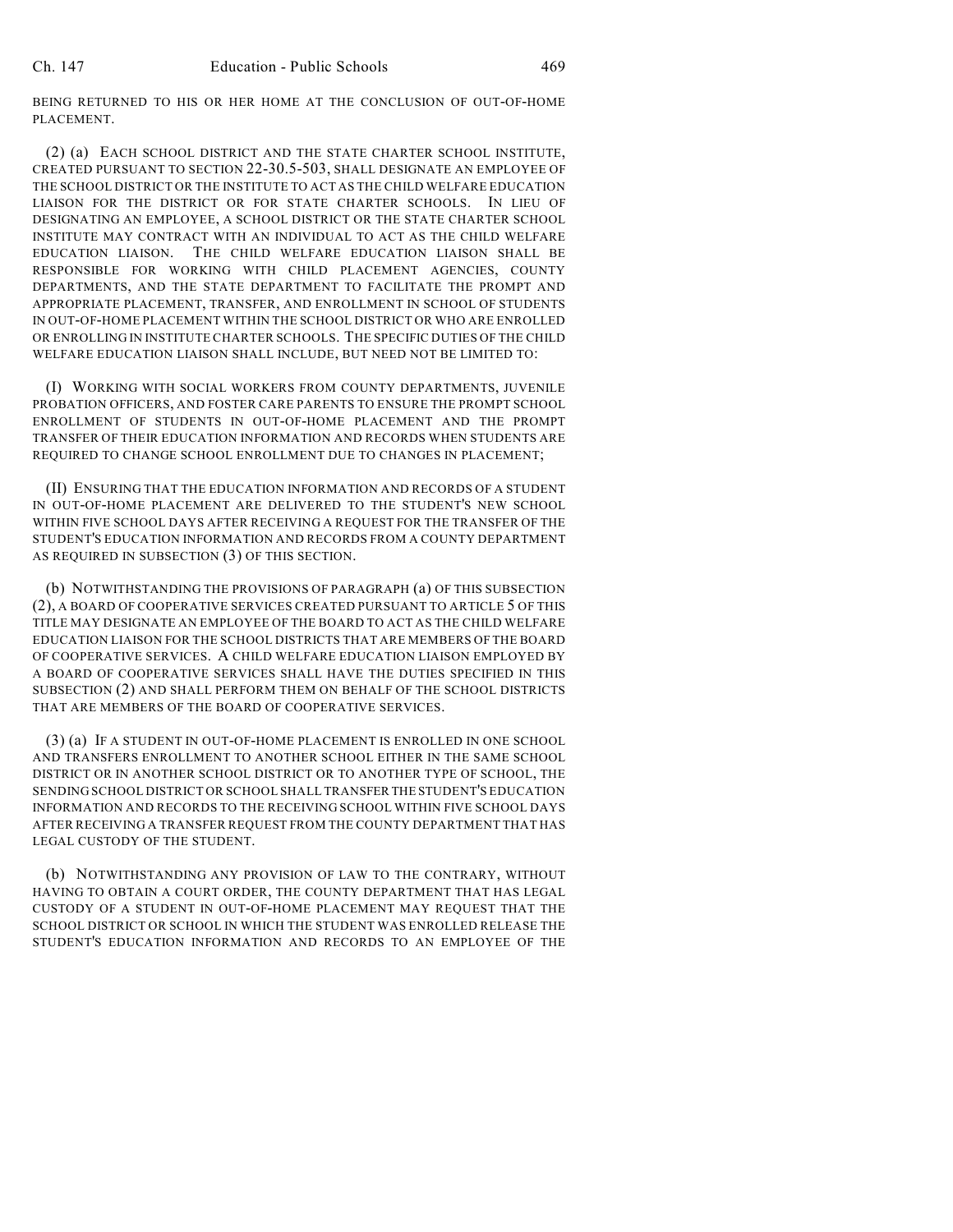BEING RETURNED TO HIS OR HER HOME AT THE CONCLUSION OF OUT-OF-HOME PLACEMENT.

(2) (a) EACH SCHOOL DISTRICT AND THE STATE CHARTER SCHOOL INSTITUTE, CREATED PURSUANT TO SECTION 22-30.5-503, SHALL DESIGNATE AN EMPLOYEE OF THE SCHOOL DISTRICT OR THE INSTITUTE TO ACT AS THE CHILD WELFARE EDUCATION LIAISON FOR THE DISTRICT OR FOR STATE CHARTER SCHOOLS. IN LIEU OF DESIGNATING AN EMPLOYEE, A SCHOOL DISTRICT OR THE STATE CHARTER SCHOOL INSTITUTE MAY CONTRACT WITH AN INDIVIDUAL TO ACT AS THE CHILD WELFARE EDUCATION LIAISON. THE CHILD WELFARE EDUCATION LIAISON SHALL BE RESPONSIBLE FOR WORKING WITH CHILD PLACEMENT AGENCIES, COUNTY DEPARTMENTS, AND THE STATE DEPARTMENT TO FACILITATE THE PROMPT AND APPROPRIATE PLACEMENT, TRANSFER, AND ENROLLMENT IN SCHOOL OF STUDENTS IN OUT-OF-HOME PLACEMENT WITHIN THE SCHOOL DISTRICT OR WHO ARE ENROLLED OR ENROLLING IN INSTITUTE CHARTER SCHOOLS. THE SPECIFIC DUTIES OF THE CHILD WELFARE EDUCATION LIAISON SHALL INCLUDE, BUT NEED NOT BE LIMITED TO:

(I) WORKING WITH SOCIAL WORKERS FROM COUNTY DEPARTMENTS, JUVENILE PROBATION OFFICERS, AND FOSTER CARE PARENTS TO ENSURE THE PROMPT SCHOOL ENROLLMENT OF STUDENTS IN OUT-OF-HOME PLACEMENT AND THE PROMPT TRANSFER OF THEIR EDUCATION INFORMATION AND RECORDS WHEN STUDENTS ARE REQUIRED TO CHANGE SCHOOL ENROLLMENT DUE TO CHANGES IN PLACEMENT;

(II) ENSURING THAT THE EDUCATION INFORMATION AND RECORDS OF A STUDENT IN OUT-OF-HOME PLACEMENT ARE DELIVERED TO THE STUDENT'S NEW SCHOOL WITHIN FIVE SCHOOL DAYS AFTER RECEIVING A REQUEST FOR THE TRANSFER OF THE STUDENT'S EDUCATION INFORMATION AND RECORDS FROM A COUNTY DEPARTMENT AS REQUIRED IN SUBSECTION (3) OF THIS SECTION.

(b) NOTWITHSTANDING THE PROVISIONS OF PARAGRAPH (a) OF THIS SUBSECTION (2), A BOARD OF COOPERATIVE SERVICES CREATED PURSUANT TO ARTICLE 5 OF THIS TITLE MAY DESIGNATE AN EMPLOYEE OF THE BOARD TO ACT AS THE CHILD WELFARE EDUCATION LIAISON FOR THE SCHOOL DISTRICTS THAT ARE MEMBERS OF THE BOARD OF COOPERATIVE SERVICES. A CHILD WELFARE EDUCATION LIAISON EMPLOYED BY A BOARD OF COOPERATIVE SERVICES SHALL HAVE THE DUTIES SPECIFIED IN THIS SUBSECTION (2) AND SHALL PERFORM THEM ON BEHALF OF THE SCHOOL DISTRICTS THAT ARE MEMBERS OF THE BOARD OF COOPERATIVE SERVICES.

(3) (a) IF A STUDENT IN OUT-OF-HOME PLACEMENT IS ENROLLED IN ONE SCHOOL AND TRANSFERS ENROLLMENT TO ANOTHER SCHOOL EITHER IN THE SAME SCHOOL DISTRICT OR IN ANOTHER SCHOOL DISTRICT OR TO ANOTHER TYPE OF SCHOOL, THE SENDING SCHOOL DISTRICT OR SCHOOL SHALL TRANSFER THE STUDENT'S EDUCATION INFORMATION AND RECORDS TO THE RECEIVING SCHOOL WITHIN FIVE SCHOOL DAYS AFTER RECEIVING A TRANSFER REQUEST FROM THE COUNTY DEPARTMENT THAT HAS LEGAL CUSTODY OF THE STUDENT.

(b) NOTWITHSTANDING ANY PROVISION OF LAW TO THE CONTRARY, WITHOUT HAVING TO OBTAIN A COURT ORDER, THE COUNTY DEPARTMENT THAT HAS LEGAL CUSTODY OF A STUDENT IN OUT-OF-HOME PLACEMENT MAY REQUEST THAT THE SCHOOL DISTRICT OR SCHOOL IN WHICH THE STUDENT WAS ENROLLED RELEASE THE STUDENT'S EDUCATION INFORMATION AND RECORDS TO AN EMPLOYEE OF THE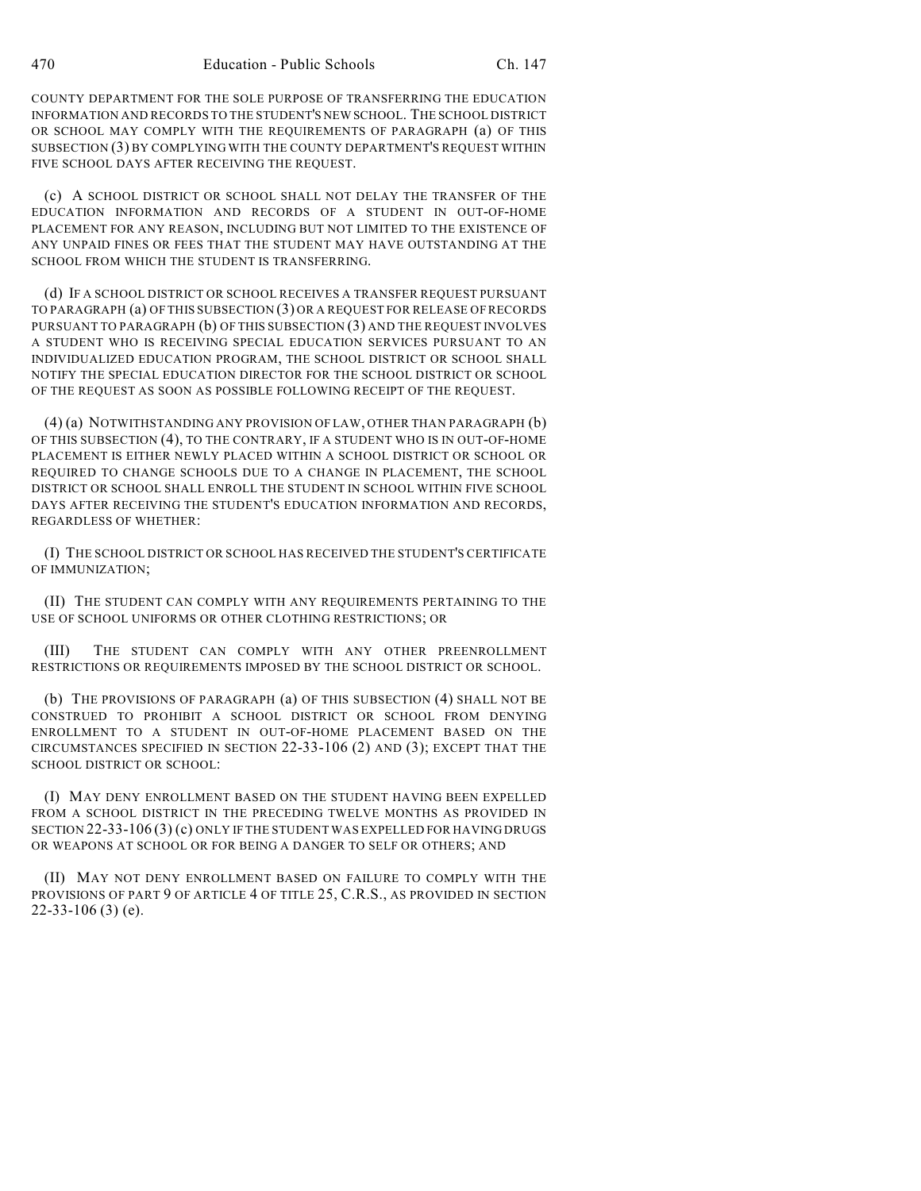COUNTY DEPARTMENT FOR THE SOLE PURPOSE OF TRANSFERRING THE EDUCATION INFORMATION AND RECORDS TO THE STUDENT'S NEW SCHOOL. THE SCHOOL DISTRICT OR SCHOOL MAY COMPLY WITH THE REQUIREMENTS OF PARAGRAPH (a) OF THIS SUBSECTION (3) BY COMPLYING WITH THE COUNTY DEPARTMENT'S REQUEST WITHIN FIVE SCHOOL DAYS AFTER RECEIVING THE REQUEST.

(c) A SCHOOL DISTRICT OR SCHOOL SHALL NOT DELAY THE TRANSFER OF THE EDUCATION INFORMATION AND RECORDS OF A STUDENT IN OUT-OF-HOME PLACEMENT FOR ANY REASON, INCLUDING BUT NOT LIMITED TO THE EXISTENCE OF ANY UNPAID FINES OR FEES THAT THE STUDENT MAY HAVE OUTSTANDING AT THE SCHOOL FROM WHICH THE STUDENT IS TRANSFERRING.

(d) IF A SCHOOL DISTRICT OR SCHOOL RECEIVES A TRANSFER REQUEST PURSUANT TO PARAGRAPH (a) OF THIS SUBSECTION (3) OR A REQUEST FOR RELEASE OF RECORDS PURSUANT TO PARAGRAPH (b) OF THIS SUBSECTION (3) AND THE REQUEST INVOLVES A STUDENT WHO IS RECEIVING SPECIAL EDUCATION SERVICES PURSUANT TO AN INDIVIDUALIZED EDUCATION PROGRAM, THE SCHOOL DISTRICT OR SCHOOL SHALL NOTIFY THE SPECIAL EDUCATION DIRECTOR FOR THE SCHOOL DISTRICT OR SCHOOL OF THE REQUEST AS SOON AS POSSIBLE FOLLOWING RECEIPT OF THE REQUEST.

(4) (a) NOTWITHSTANDING ANY PROVISION OF LAW, OTHER THAN PARAGRAPH (b) OF THIS SUBSECTION (4), TO THE CONTRARY, IF A STUDENT WHO IS IN OUT-OF-HOME PLACEMENT IS EITHER NEWLY PLACED WITHIN A SCHOOL DISTRICT OR SCHOOL OR REQUIRED TO CHANGE SCHOOLS DUE TO A CHANGE IN PLACEMENT, THE SCHOOL DISTRICT OR SCHOOL SHALL ENROLL THE STUDENT IN SCHOOL WITHIN FIVE SCHOOL DAYS AFTER RECEIVING THE STUDENT'S EDUCATION INFORMATION AND RECORDS, REGARDLESS OF WHETHER:

(I) THE SCHOOL DISTRICT OR SCHOOL HAS RECEIVED THE STUDENT'S CERTIFICATE OF IMMUNIZATION;

(II) THE STUDENT CAN COMPLY WITH ANY REQUIREMENTS PERTAINING TO THE USE OF SCHOOL UNIFORMS OR OTHER CLOTHING RESTRICTIONS; OR

(III) THE STUDENT CAN COMPLY WITH ANY OTHER PREENROLLMENT RESTRICTIONS OR REQUIREMENTS IMPOSED BY THE SCHOOL DISTRICT OR SCHOOL.

(b) THE PROVISIONS OF PARAGRAPH (a) OF THIS SUBSECTION (4) SHALL NOT BE CONSTRUED TO PROHIBIT A SCHOOL DISTRICT OR SCHOOL FROM DENYING ENROLLMENT TO A STUDENT IN OUT-OF-HOME PLACEMENT BASED ON THE CIRCUMSTANCES SPECIFIED IN SECTION 22-33-106 (2) AND (3); EXCEPT THAT THE SCHOOL DISTRICT OR SCHOOL:

(I) MAY DENY ENROLLMENT BASED ON THE STUDENT HAVING BEEN EXPELLED FROM A SCHOOL DISTRICT IN THE PRECEDING TWELVE MONTHS AS PROVIDED IN SECTION 22-33-106 (3) (c) ONLY IF THE STUDENT WAS EXPELLED FOR HAVING DRUGS OR WEAPONS AT SCHOOL OR FOR BEING A DANGER TO SELF OR OTHERS; AND

(II) MAY NOT DENY ENROLLMENT BASED ON FAILURE TO COMPLY WITH THE PROVISIONS OF PART 9 OF ARTICLE 4 OF TITLE 25, C.R.S., AS PROVIDED IN SECTION 22-33-106 (3) (e).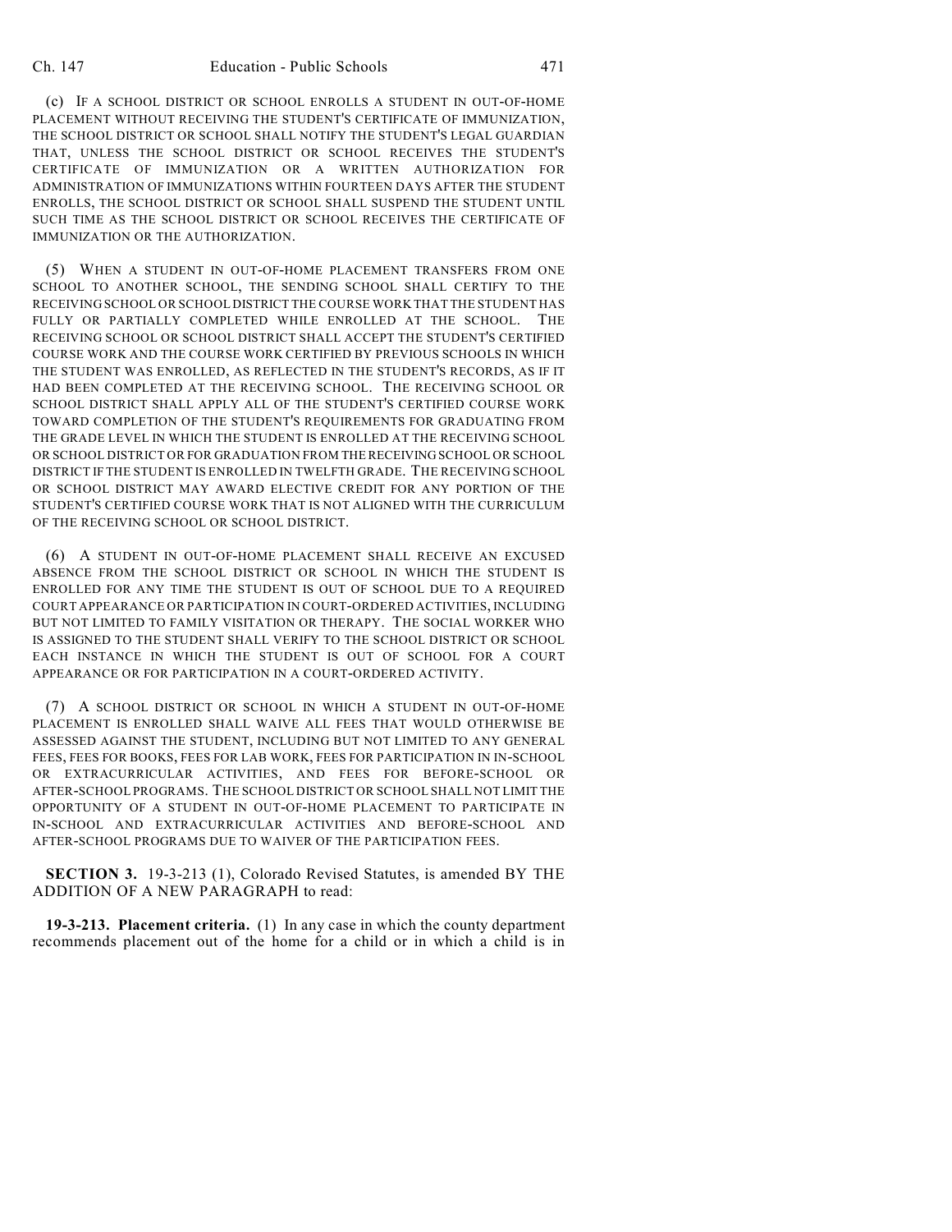(c) IF A SCHOOL DISTRICT OR SCHOOL ENROLLS A STUDENT IN OUT-OF-HOME PLACEMENT WITHOUT RECEIVING THE STUDENT'S CERTIFICATE OF IMMUNIZATION, THE SCHOOL DISTRICT OR SCHOOL SHALL NOTIFY THE STUDENT'S LEGAL GUARDIAN THAT, UNLESS THE SCHOOL DISTRICT OR SCHOOL RECEIVES THE STUDENT'S CERTIFICATE OF IMMUNIZATION OR A WRITTEN AUTHORIZATION FOR ADMINISTRATION OF IMMUNIZATIONS WITHIN FOURTEEN DAYS AFTER THE STUDENT ENROLLS, THE SCHOOL DISTRICT OR SCHOOL SHALL SUSPEND THE STUDENT UNTIL SUCH TIME AS THE SCHOOL DISTRICT OR SCHOOL RECEIVES THE CERTIFICATE OF IMMUNIZATION OR THE AUTHORIZATION.

(5) WHEN A STUDENT IN OUT-OF-HOME PLACEMENT TRANSFERS FROM ONE SCHOOL TO ANOTHER SCHOOL, THE SENDING SCHOOL SHALL CERTIFY TO THE RECEIVING SCHOOL OR SCHOOL DISTRICT THE COURSE WORK THAT THE STUDENT HAS FULLY OR PARTIALLY COMPLETED WHILE ENROLLED AT THE SCHOOL. THE RECEIVING SCHOOL OR SCHOOL DISTRICT SHALL ACCEPT THE STUDENT'S CERTIFIED COURSE WORK AND THE COURSE WORK CERTIFIED BY PREVIOUS SCHOOLS IN WHICH THE STUDENT WAS ENROLLED, AS REFLECTED IN THE STUDENT'S RECORDS, AS IF IT HAD BEEN COMPLETED AT THE RECEIVING SCHOOL. THE RECEIVING SCHOOL OR SCHOOL DISTRICT SHALL APPLY ALL OF THE STUDENT'S CERTIFIED COURSE WORK TOWARD COMPLETION OF THE STUDENT'S REQUIREMENTS FOR GRADUATING FROM THE GRADE LEVEL IN WHICH THE STUDENT IS ENROLLED AT THE RECEIVING SCHOOL OR SCHOOL DISTRICT OR FOR GRADUATION FROM THE RECEIVING SCHOOL OR SCHOOL DISTRICT IF THE STUDENT IS ENROLLED IN TWELFTH GRADE. THE RECEIVING SCHOOL OR SCHOOL DISTRICT MAY AWARD ELECTIVE CREDIT FOR ANY PORTION OF THE STUDENT'S CERTIFIED COURSE WORK THAT IS NOT ALIGNED WITH THE CURRICULUM OF THE RECEIVING SCHOOL OR SCHOOL DISTRICT.

(6) A STUDENT IN OUT-OF-HOME PLACEMENT SHALL RECEIVE AN EXCUSED ABSENCE FROM THE SCHOOL DISTRICT OR SCHOOL IN WHICH THE STUDENT IS ENROLLED FOR ANY TIME THE STUDENT IS OUT OF SCHOOL DUE TO A REQUIRED COURT APPEARANCE OR PARTICIPATION IN COURT-ORDERED ACTIVITIES, INCLUDING BUT NOT LIMITED TO FAMILY VISITATION OR THERAPY. THE SOCIAL WORKER WHO IS ASSIGNED TO THE STUDENT SHALL VERIFY TO THE SCHOOL DISTRICT OR SCHOOL EACH INSTANCE IN WHICH THE STUDENT IS OUT OF SCHOOL FOR A COURT APPEARANCE OR FOR PARTICIPATION IN A COURT-ORDERED ACTIVITY.

(7) A SCHOOL DISTRICT OR SCHOOL IN WHICH A STUDENT IN OUT-OF-HOME PLACEMENT IS ENROLLED SHALL WAIVE ALL FEES THAT WOULD OTHERWISE BE ASSESSED AGAINST THE STUDENT, INCLUDING BUT NOT LIMITED TO ANY GENERAL FEES, FEES FOR BOOKS, FEES FOR LAB WORK, FEES FOR PARTICIPATION IN IN-SCHOOL OR EXTRACURRICULAR ACTIVITIES, AND FEES FOR BEFORE-SCHOOL OR AFTER-SCHOOL PROGRAMS. THE SCHOOL DISTRICT OR SCHOOL SHALL NOT LIMIT THE OPPORTUNITY OF A STUDENT IN OUT-OF-HOME PLACEMENT TO PARTICIPATE IN IN-SCHOOL AND EXTRACURRICULAR ACTIVITIES AND BEFORE-SCHOOL AND AFTER-SCHOOL PROGRAMS DUE TO WAIVER OF THE PARTICIPATION FEES.

**SECTION 3.** 19-3-213 (1), Colorado Revised Statutes, is amended BY THE ADDITION OF A NEW PARAGRAPH to read:

**19-3-213. Placement criteria.** (1) In any case in which the county department recommends placement out of the home for a child or in which a child is in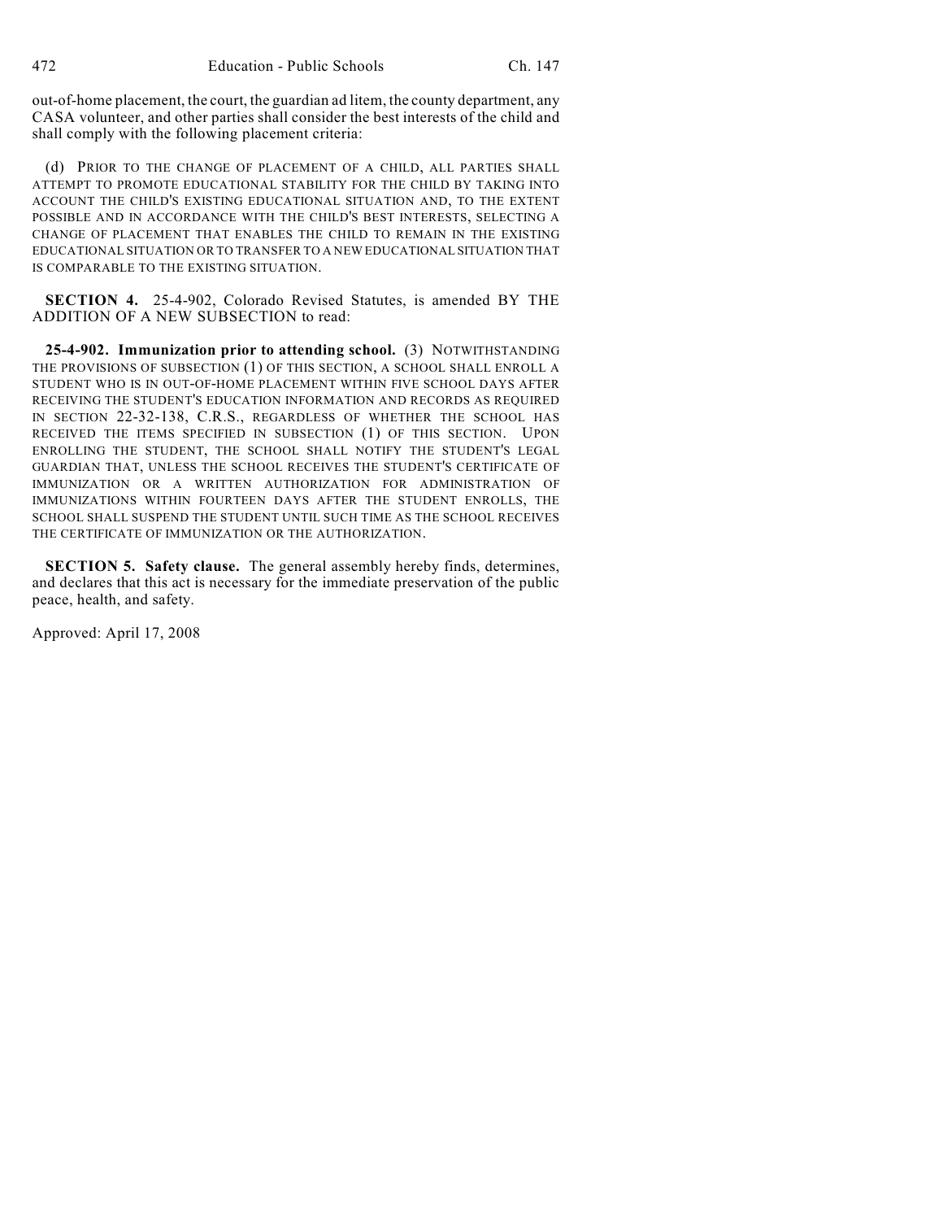out-of-home placement, the court, the guardian ad litem, the county department, any CASA volunteer, and other parties shall consider the best interests of the child and shall comply with the following placement criteria:

(d) PRIOR TO THE CHANGE OF PLACEMENT OF A CHILD, ALL PARTIES SHALL ATTEMPT TO PROMOTE EDUCATIONAL STABILITY FOR THE CHILD BY TAKING INTO ACCOUNT THE CHILD'S EXISTING EDUCATIONAL SITUATION AND, TO THE EXTENT POSSIBLE AND IN ACCORDANCE WITH THE CHILD'S BEST INTERESTS, SELECTING A CHANGE OF PLACEMENT THAT ENABLES THE CHILD TO REMAIN IN THE EXISTING EDUCATIONAL SITUATION OR TO TRANSFER TO A NEW EDUCATIONAL SITUATION THAT IS COMPARABLE TO THE EXISTING SITUATION.

**SECTION 4.** 25-4-902, Colorado Revised Statutes, is amended BY THE ADDITION OF A NEW SUBSECTION to read:

**25-4-902. Immunization prior to attending school.** (3) NOTWITHSTANDING THE PROVISIONS OF SUBSECTION (1) OF THIS SECTION, A SCHOOL SHALL ENROLL A STUDENT WHO IS IN OUT-OF-HOME PLACEMENT WITHIN FIVE SCHOOL DAYS AFTER RECEIVING THE STUDENT'S EDUCATION INFORMATION AND RECORDS AS REQUIRED IN SECTION 22-32-138, C.R.S., REGARDLESS OF WHETHER THE SCHOOL HAS RECEIVED THE ITEMS SPECIFIED IN SUBSECTION (1) OF THIS SECTION. UPON ENROLLING THE STUDENT, THE SCHOOL SHALL NOTIFY THE STUDENT'S LEGAL GUARDIAN THAT, UNLESS THE SCHOOL RECEIVES THE STUDENT'S CERTIFICATE OF IMMUNIZATION OR A WRITTEN AUTHORIZATION FOR ADMINISTRATION OF IMMUNIZATIONS WITHIN FOURTEEN DAYS AFTER THE STUDENT ENROLLS, THE SCHOOL SHALL SUSPEND THE STUDENT UNTIL SUCH TIME AS THE SCHOOL RECEIVES THE CERTIFICATE OF IMMUNIZATION OR THE AUTHORIZATION.

**SECTION 5. Safety clause.** The general assembly hereby finds, determines, and declares that this act is necessary for the immediate preservation of the public peace, health, and safety.

Approved: April 17, 2008